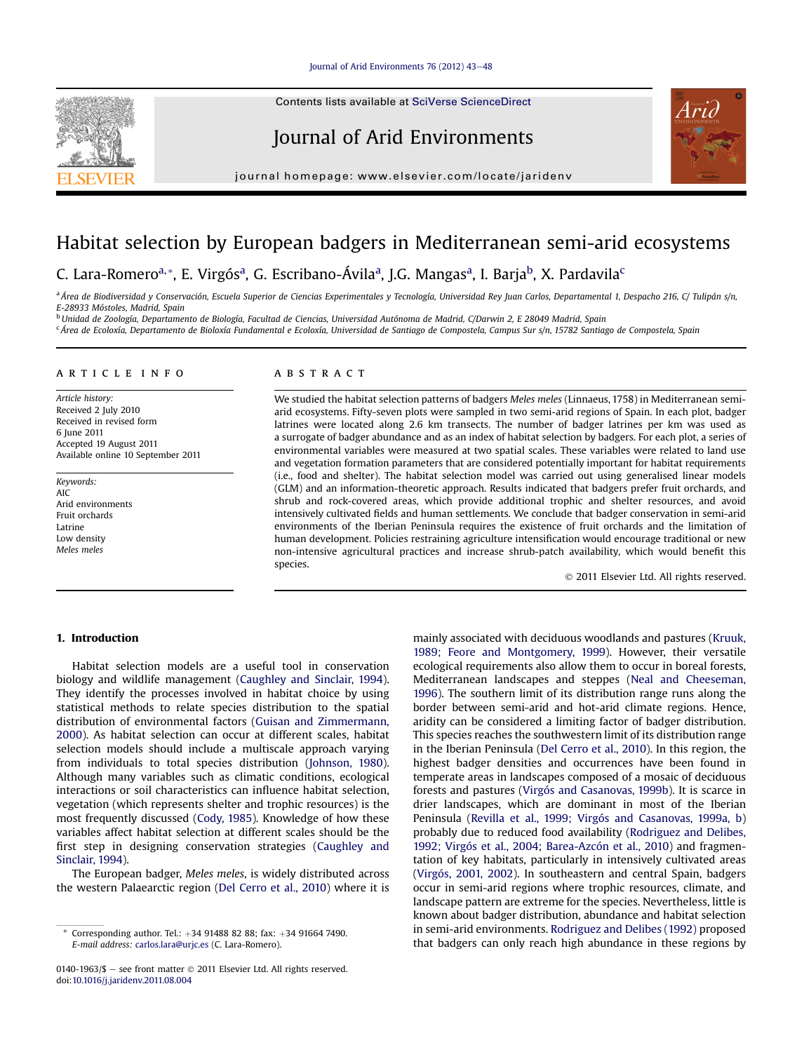# Habitat selection by European badgers in Mediterranean semi-arid ecosystems

C. Lara-Romero[a,*], E. Virgós[a], G. Escribano-Ávila[a], J.G. Mangas[a], I. Barja[b], X. Pardavila[c]

[a] Área de Biodiversidad y Conservación, Escuela Superior de Ciencias Experimentales y Tecnología, Universidad Rey Juan Carlos, Departamental 1, Despacho 216, C/ Tulipán s/n, E-28933 Móstoles, Madrid, Spain

[b] Unidad de Zoología, Departamento de Biología, Facultad de Ciencias, Universidad Autónoma de Madrid, C/Darwin 2, E 28049 Madrid, Spain

[c] Área de Ecoloxía, Departamento de Bioloxía Fundamental e Ecoloxía, Universidad de Santiago de Compostela, Campus Sur s/n, 15782 Santiago de Compostela, Spain

**ARTICLE INFO**

*Article history:*
Received 2 July 2010
Received in revised form
6 June 2011
Accepted 19 August 2011
Available online 10 September 2011

*Keywords:*
AIC
Arid environments
Fruit orchards
Latrine
Low density
*Meles meles*

**ABSTRACT**

We studied the habitat selection patterns of badgers *Meles meles* (Linnaeus, 1758) in Mediterranean semi-arid ecosystems. Fifty-seven plots were sampled in two semi-arid regions of Spain. In each plot, badger latrines were located along 2.6 km transects. The number of badger latrines per km was used as a surrogate of badger abundance and as an index of habitat selection by badgers. For each plot, a series of environmental variables were measured at two spatial scales. These variables were related to land use and vegetation formation parameters that are considered potentially important for habitat requirements (i.e., food and shelter). The habitat selection model was carried out using generalised linear models (GLM) and an information-theoretic approach. Results indicated that badgers prefer fruit orchards, and shrub and rock-covered areas, which provide additional trophic and shelter resources, and avoid intensively cultivated fields and human settlements. We conclude that badger conservation in semi-arid environments of the Iberian Peninsula requires the existence of fruit orchards and the limitation of human development. Policies restraining agriculture intensification would encourage traditional or new non-intensive agricultural practices and increase shrub-patch availability, which would benefit this species.

© 2011 Elsevier Ltd. All rights reserved.

## 1. Introduction

Habitat selection models are a useful tool in conservation biology and wildlife management (Caughley and Sinclair, 1994). They identify the processes involved in habitat choice by using statistical methods to relate species distribution to the spatial distribution of environmental factors (Guisan and Zimmermann, 2000). As habitat selection can occur at different scales, habitat selection models should include a multiscale approach varying from individuals to total species distribution (Johnson, 1980). Although many variables such as climatic conditions, ecological interactions or soil characteristics can influence habitat selection, vegetation (which represents shelter and trophic resources) is the most frequently discussed (Cody, 1985). Knowledge of how these variables affect habitat selection at different scales should be the first step in designing conservation strategies (Caughley and Sinclair, 1994).

The European badger, *Meles meles*, is widely distributed across the western Palaearctic region (Del Cerro et al., 2010) where it is mainly associated with deciduous woodlands and pastures (Kruuk, 1989; Feore and Montgomery, 1999). However, their versatile ecological requirements also allow them to occur in boreal forests, Mediterranean landscapes and steppes (Neal and Cheeseman, 1996). The southern limit of its distribution range runs along the border between semi-arid and hot-arid climate regions. Hence, aridity can be considered a limiting factor of badger distribution. This species reaches the southwestern limit of its distribution range in the Iberian Peninsula (Del Cerro et al., 2010). In this region, the highest badger densities and occurrences have been found in temperate areas in landscapes composed of a mosaic of deciduous forests and pastures (Virgós and Casanovas, 1999b). It is scarce in drier landscapes, which are dominant in most of the Iberian Peninsula (Revilla et al., 1999; Virgós and Casanovas, 1999a, b) probably due to reduced food availability (Rodriguez and Delibes, 1992; Virgós et al., 2004; Barea-Azcón et al., 2010) and fragmentation of key habitats, particularly in intensively cultivated areas (Virgós, 2001, 2002). In southeastern and central Spain, badgers occur in semi-arid regions where trophic resources, climate, and landscape pattern are extreme for the species. Nevertheless, little is known about badger distribution, abundance and habitat selection in semi-arid environments. Rodriguez and Delibes (1992) proposed that badgers can only reach high abundance in these regions by

\* Corresponding author. Tel.: +34 91488 82 88; fax: +34 91664 7490.
*E-mail address:* carlos.lara@urjc.es (C. Lara-Romero).

0140-1963/$ – see front matter © 2011 Elsevier Ltd. All rights reserved.
doi:10.1016/j.jaridenv.2011.08.004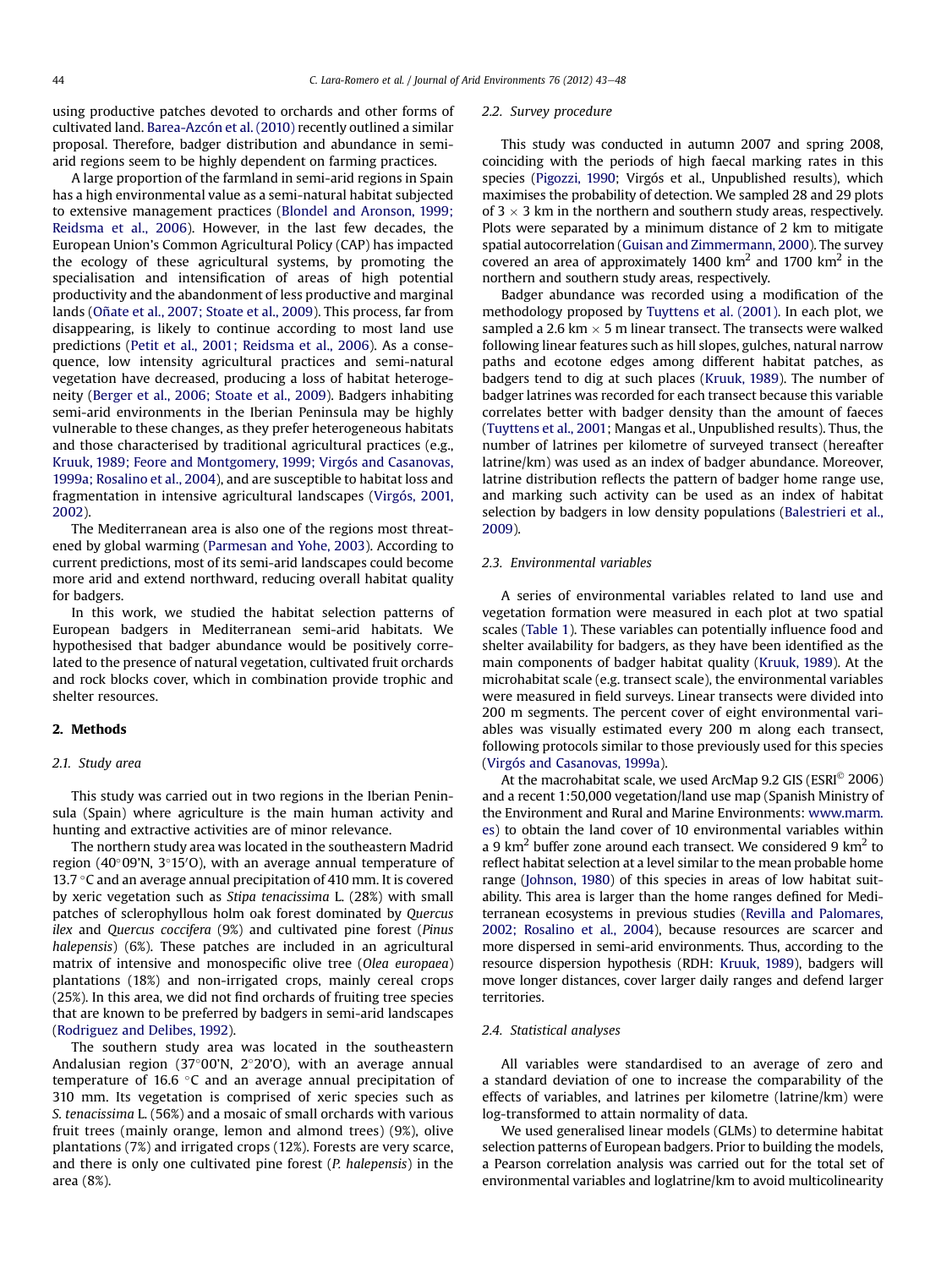using productive patches devoted to orchards and other forms of cultivated land. Barea-Azcón et al. (2010) recently outlined a similar proposal. Therefore, badger distribution and abundance in semi-arid regions seem to be highly dependent on farming practices.

A large proportion of the farmland in semi-arid regions in Spain has a high environmental value as a semi-natural habitat subjected to extensive management practices (Blondel and Aronson, 1999; Reidsma et al., 2006). However, in the last few decades, the European Union's Common Agricultural Policy (CAP) has impacted the ecology of these agricultural systems, by promoting the specialisation and intensification of areas of high potential productivity and the abandonment of less productive and marginal lands (Oñate et al., 2007; Stoate et al., 2009). This process, far from disappearing, is likely to continue according to most land use predictions (Petit et al., 2001; Reidsma et al., 2006). As a consequence, low intensity agricultural practices and semi-natural vegetation have decreased, producing a loss of habitat heterogeneity (Berger et al., 2006; Stoate et al., 2009). Badgers inhabiting semi-arid environments in the Iberian Peninsula may be highly vulnerable to these changes, as they prefer heterogeneous habitats and those characterised by traditional agricultural practices (e.g., Kruuk, 1989; Feore and Montgomery, 1999; Virgós and Casanovas, 1999a; Rosalino et al., 2004), and are susceptible to habitat loss and fragmentation in intensive agricultural landscapes (Virgós, 2001, 2002).

The Mediterranean area is also one of the regions most threatened by global warming (Parmesan and Yohe, 2003). According to current predictions, most of its semi-arid landscapes could become more arid and extend northward, reducing overall habitat quality for badgers.

In this work, we studied the habitat selection patterns of European badgers in Mediterranean semi-arid habitats. We hypothesised that badger abundance would be positively correlated to the presence of natural vegetation, cultivated fruit orchards and rock blocks cover, which in combination provide trophic and shelter resources.

## 2. Methods

### 2.1. Study area

This study was carried out in two regions in the Iberian Peninsula (Spain) where agriculture is the main human activity and hunting and extractive activities are of minor relevance.

The northern study area was located in the southeastern Madrid region (40°09′N, 3°15′O), with an average annual temperature of 13.7 °C and an average annual precipitation of 410 mm. It is covered by xeric vegetation such as *Stipa tenacissima* L. (28%) with small patches of sclerophyllous holm oak forest dominated by *Quercus ilex* and *Quercus coccifera* (9%) and cultivated pine forest (*Pinus halepensis*) (6%). These patches are included in an agricultural matrix of intensive and monospecific olive tree (*Olea europaea*) plantations (18%) and non-irrigated crops, mainly cereal crops (25%). In this area, we did not find orchards of fruiting tree species that are known to be preferred by badgers in semi-arid landscapes (Rodriguez and Delibes, 1992).

The southern study area was located in the southeastern Andalusian region (37°00′N, 2°20′O), with an average annual temperature of 16.6 °C and an average annual precipitation of 310 mm. Its vegetation is comprised of xeric species such as *S. tenacissima* L. (56%) and a mosaic of small orchards with various fruit trees (mainly orange, lemon and almond trees) (9%), olive plantations (7%) and irrigated crops (12%). Forests are very scarce, and there is only one cultivated pine forest (*P. halepensis*) in the area (8%).

### 2.2. Survey procedure

This study was conducted in autumn 2007 and spring 2008, coinciding with the periods of high faecal marking rates in this species (Pigozzi, 1990; Virgós et al., Unpublished results), which maximises the probability of detection. We sampled 28 and 29 plots of 3 × 3 km in the northern and southern study areas, respectively. Plots were separated by a minimum distance of 2 km to mitigate spatial autocorrelation (Guisan and Zimmermann, 2000). The survey covered an area of approximately 1400 km$^2$ and 1700 km$^2$ in the northern and southern study areas, respectively.

Badger abundance was recorded using a modification of the methodology proposed by Tuyttens et al. (2001). In each plot, we sampled a 2.6 km × 5 m linear transect. The transects were walked following linear features such as hill slopes, gulches, natural narrow paths and ecotone edges among different habitat patches, as badgers tend to dig at such places (Kruuk, 1989). The number of badger latrines was recorded for each transect because this variable correlates better with badger density than the amount of faeces (Tuyttens et al., 2001; Mangas et al., Unpublished results). Thus, the number of latrines per kilometre of surveyed transect (hereafter latrine/km) was used as an index of badger abundance. Moreover, latrine distribution reflects the pattern of badger home range use, and marking such activity can be used as an index of habitat selection by badgers in low density populations (Balestrieri et al., 2009).

### 2.3. Environmental variables

A series of environmental variables related to land use and vegetation formation were measured in each plot at two spatial scales (Table 1). These variables can potentially influence food and shelter availability for badgers, as they have been identified as the main components of badger habitat quality (Kruuk, 1989). At the microhabitat scale (e.g. transect scale), the environmental variables were measured in field surveys. Linear transects were divided into 200 m segments. The percent cover of eight environmental variables was visually estimated every 200 m along each transect, following protocols similar to those previously used for this species (Virgós and Casanovas, 1999a).

At the macrohabitat scale, we used ArcMap 9.2 GIS (ESRI© 2006) and a recent 1:50,000 vegetation/land use map (Spanish Ministry of the Environment and Rural and Marine Environments: www.marm.es) to obtain the land cover of 10 environmental variables within a 9 km$^2$ buffer zone around each transect. We considered 9 km$^2$ to reflect habitat selection at a level similar to the mean probable home range (Johnson, 1980) of this species in areas of low habitat suitability. This area is larger than the home ranges defined for Mediterranean ecosystems in previous studies (Revilla and Palomares, 2002; Rosalino et al., 2004), because resources are scarcer and more dispersed in semi-arid environments. Thus, according to the resource dispersion hypothesis (RDH: Kruuk, 1989), badgers will move longer distances, cover larger daily ranges and defend larger territories.

### 2.4. Statistical analyses

All variables were standardised to an average of zero and a standard deviation of one to increase the comparability of the effects of variables, and latrines per kilometre (latrine/km) were log-transformed to attain normality of data.

We used generalised linear models (GLMs) to determine habitat selection patterns of European badgers. Prior to building the models, a Pearson correlation analysis was carried out for the total set of environmental variables and loglatrine/km to avoid multicolinearity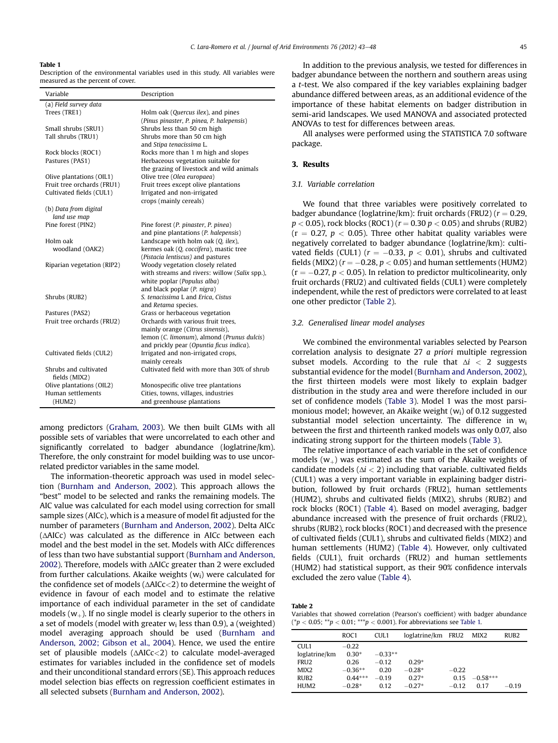**Table 1**
Description of the environmental variables used in this study. All variables were measured as the percent of cover.

| Variable | Description |
|---|---|
| (a) *Field survey data* | |
| Trees (TRE1) | Holm oak (*Quercus ilex*), and pines (*Pinus pinaster*, *P. pinea*, *P. halepensis*) |
| Small shrubs (SRU1) | Shrubs less than 50 cm high |
| Tall shrubs (TRU1) | Shrubs more than 50 cm high and *Stipa tenacissima* L. |
| Rock blocks (ROC1) | Rocks more than 1 m high and slopes |
| Pastures (PAS1) | Herbaceous vegetation suitable for the grazing of livestock and wild animals |
| Olive plantations (OIL1) | Olive tree (*Olea europaea*) |
| Fruit tree orchards (FRU1) | Fruit trees except olive plantations |
| Cultivated fields (CUL1) | Irrigated and non-irrigated crops (mainly cereals) |
| (b) *Data from digital land use map* | |
| Pine forest (PIN2) | Pine forest (*P. pinaster*, *P. pinea*) and pine plantations (*P. halepensis*) |
| Holm oak woodland (OAK2) | Landscape with holm oak (*Q. ilex*), kermes oak (*Q. coccifera*), mastic tree (*Pistacia lentiscus*) and pastures |
| Riparian vegetation (RIP2) | Woody vegetation closely related with streams and rivers: willow (*Salix* spp.), white poplar (*Populus alba*) and black poplar (*P. nigra*) |
| Shrubs (RUB2) | *S. tenacissima* L and *Erica*, *Cistus* and *Retama* species. |
| Pastures (PAS2) | Grass or herbaceous vegetation |
| Fruit tree orchards (FRU2) | Orchards with various fruit trees, mainly orange (*Citrus sinensis*), lemon (*C. limonum*), almond (*Prunus dulcis*) and prickly pear (*Opuntia ficus indica*). |
| Cultivated fields (CUL2) | Irrigated and non-irrigated crops, mainly cereals |
| Shrubs and cultivated fields (MIX2) | Cultivated field with more than 30% of shrub |
| Olive plantations (OIL2) | Monospecific olive tree plantations |
| Human settlements (HUM2) | Cities, towns, villages, industries and greenhouse plantations |

among predictors (Graham, 2003). We then built GLMs with all possible sets of variables that were uncorrelated to each other and significantly correlated to badger abundance (loglatrine/km). Therefore, the only constraint for model building was to use uncorrelated predictor variables in the same model.

The information-theoretic approach was used in model selection (Burnham and Anderson, 2002). This approach allows the "best" model to be selected and ranks the remaining models. The AIC value was calculated for each model using correction for small sample sizes (AICc), which is a measure of model fit adjusted for the number of parameters (Burnham and Anderson, 2002). Delta AICc ($\Delta$AICc) was calculated as the difference in AICc between each model and the best model in the set. Models with AICc differences of less than two have substantial support (Burnham and Anderson, 2002). Therefore, models with $\Delta$AICc greater than 2 were excluded from further calculations. Akaike weights ($w_i$) were calculated for the confidence set of models ($\Delta$AICc<2) to determine the weight of evidence in favour of each model and to estimate the relative importance of each individual parameter in the set of candidate models ($w_+$). If no single model is clearly superior to the others in a set of models (model with greater $w_i$ less than 0.9), a (weighted) model averaging approach should be used (Burnham and Anderson, 2002; Gibson et al., 2004). Hence, we used the entire set of plausible models ($\Delta$AICc<2) to calculate model-averaged estimates for variables included in the confidence set of models and their unconditional standard errors (SE). This approach reduces model selection bias effects on regression coefficient estimates in all selected subsets (Burnham and Anderson, 2002).

In addition to the previous analysis, we tested for differences in badger abundance between the northern and southern areas using a *t*-test. We also compared if the key variables explaining badger abundance differed between areas, as an additional evidence of the importance of these habitat elements on badger distribution in semi-arid landscapes. We used MANOVA and associated protected ANOVAs to test for differences between areas.

All analyses were performed using the STATISTICA 7.0 software package.

## 3. Results

### 3.1. Variable correlation

We found that three variables were positively correlated to badger abundance (loglatrine/km): fruit orchards (FRU2) ($r = 0.29$, $p < 0.05$), rock blocks (ROC1) ($r = 0.30$ $p < 0.05$) and shrubs (RUB2) ($r = 0.27$, $p < 0.05$). Three other habitat quality variables were negatively correlated to badger abundance (loglatrine/km): cultivated fields ($r = -0.33$, $p < 0.01$), shrubs and cultivated fields (MIX2) ($r = -0.28$, $p < 0.05$) and human settlements (HUM2) ($r = -0.27$, $p < 0.05$). In relation to predictor multicolinearity, only fruit orchards (FRU2) and cultivated fields (CUL1) were completely independent, while the rest of predictors were correlated to at least one other predictor (Table 2).

### 3.2. Generalised linear model analyses

We combined the environmental variables selected by Pearson correlation analysis to designate 27 *a priori* multiple regression subset models. According to the rule that $\Delta i < 2$ suggests substantial evidence for the model (Burnham and Anderson, 2002), the first thirteen models were most likely to explain badger distribution in the study area and were therefore included in our set of confidence models (Table 3). Model 1 was the most parsimonious model; however, an Akaike weight ($w_i$) of 0.12 suggested substantial model selection uncertainty. The difference in $w_i$ between the first and thirteenth ranked models was only 0.07, also indicating strong support for the thirteen models (Table 3).

The relative importance of each variable in the set of confidence models ($w_+$) was estimated as the sum of the Akaike weights of candidate models ($\Delta i < 2$) including that variable. cultivated fields (CUL1) was a very important variable in explaining badger distribution, followed by fruit orchards (FRU2), human settlements (HUM2), shrubs and cultivated fields (MIX2), shrubs (RUB2) and rock blocks (ROC1) (Table 4). Based on model averaging, badger abundance increased with the presence of fruit orchards (FRU2), shrubs (RUB2), rock blocks (ROC1) and decreased with the presence of cultivated fields (CUL1), shrubs and cultivated fields (MIX2) and human settlements (HUM2) (Table 4). However, only cultivated fields (CUL1), fruit orchards (FRU2) and human settlements (HUM2) had statistical support, as their 90% confidence intervals excluded the zero value (Table 4).

**Table 2**
Variables that showed correlation (Pearson's coefficient) with badger abundance (*$p < 0.05$; **$p < 0.01$; ***$p < 0.001$). For abbreviations see Table 1.

| | ROC1 | CUL1 | loglatrine/km | FRU2 | MIX2 | RUB2 |
|---|---|---|---|---|---|---|
| CUL1 | −0.22 | | | | | |
| loglatrine/km | 0.30* | −0.33** | | | | |
| FRU2 | 0.26 | −0.12 | 0.29* | | | |
| MIX2 | −0.36** | 0.20 | −0.28* | −0.22 | | |
| RUB2 | 0.44*** | −0.19 | 0.27* | 0.15 | −0.58*** | |
| HUM2 | −0.28* | 0.12 | −0.27* | −0.12 | 0.17 | −0.19 |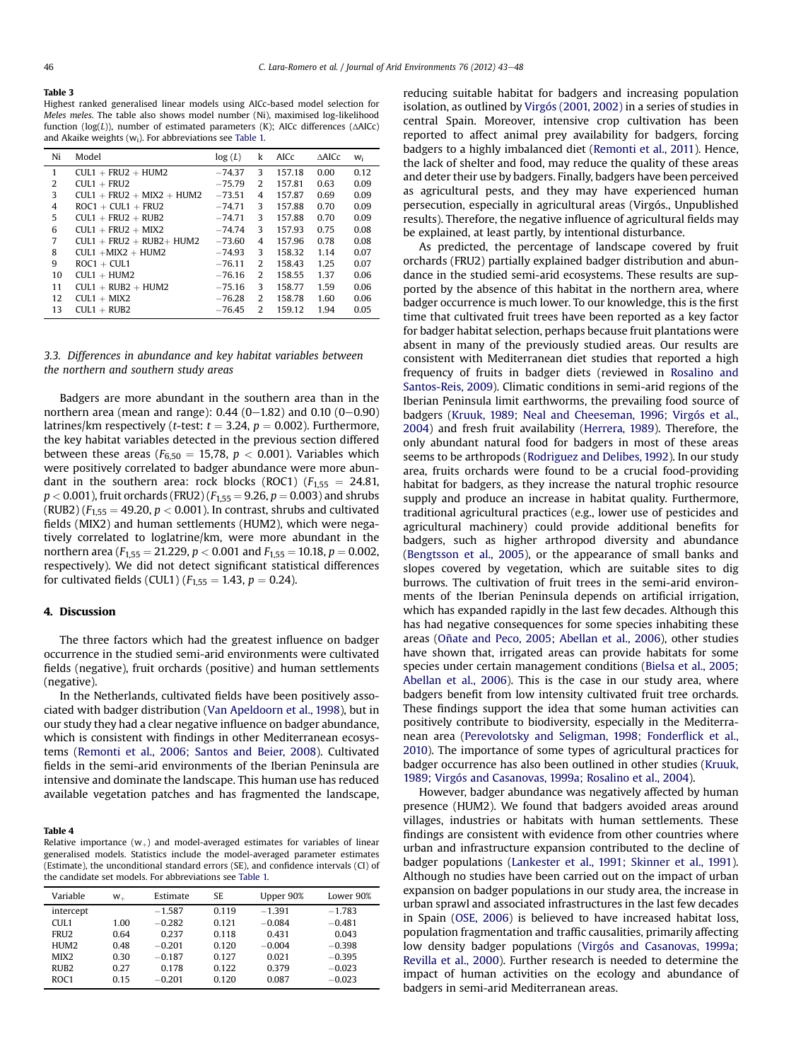**Table 3**
Highest ranked generalised linear models using AICc-based model selection for *Meles meles*. The table also shows model number (Ni), maximised log-likelihood function (log(*L*)), number of estimated parameters (K); AICc differences (ΔAICc) and Akaike weights ($w_i$). For abbreviations see Table 1.

| Ni | Model | log (*L*) | k | AICc | ΔAICc | $w_i$ |
|---|---|---|---|---|---|---|
| 1 | CUL1 + FRU2 + HUM2 | −74.37 | 3 | 157.18 | 0.00 | 0.12 |
| 2 | CUL1 + FRU2 | −75.79 | 2 | 157.81 | 0.63 | 0.09 |
| 3 | CUL1 + FRU2 + MIX2 + HUM2 | −73.51 | 4 | 157.87 | 0.69 | 0.09 |
| 4 | ROC1 + CUL1 + FRU2 | −74.71 | 3 | 157.88 | 0.70 | 0.09 |
| 5 | CUL1 + FRU2 + RUB2 | −74.71 | 3 | 157.88 | 0.70 | 0.09 |
| 6 | CUL1 + FRU2 + MIX2 | −74.74 | 3 | 157.93 | 0.75 | 0.08 |
| 7 | CUL1 + FRU2 + RUB2+ HUM2 | −73.60 | 4 | 157.96 | 0.78 | 0.08 |
| 8 | CUL1 +MIX2 + HUM2 | −74.93 | 3 | 158.32 | 1.14 | 0.07 |
| 9 | ROC1 + CUL1 | −76.11 | 2 | 158.43 | 1.25 | 0.07 |
| 10 | CUL1 + HUM2 | −76.16 | 2 | 158.55 | 1.37 | 0.06 |
| 11 | CUL1 + RUB2 + HUM2 | −75.16 | 3 | 158.77 | 1.59 | 0.06 |
| 12 | CUL1 + MIX2 | −76.28 | 2 | 158.78 | 1.60 | 0.06 |
| 13 | CUL1 + RUB2 | −76.45 | 2 | 159.12 | 1.94 | 0.05 |

### 3.3. Differences in abundance and key habitat variables between the northern and southern study areas

Badgers are more abundant in the southern area than in the northern area (mean and range): 0.44 (0−1.82) and 0.10 (0−0.90) latrines/km respectively (*t*-test: $t = 3.24$, $p = 0.002$). Furthermore, the key habitat variables detected in the previous section differed between these areas ($F_{6,50} = 15{,}78$, $p < 0.001$). Variables which were positively correlated to badger abundance were more abundant in the southern area: rock blocks (ROC1) ($F_{1,55} = 24.81$, $p < 0.001$), fruit orchards (FRU2) ($F_{1,55} = 9.26$, $p = 0.003$) and shrubs (RUB2) ($F_{1,55} = 49.20$, $p < 0.001$). In contrast, shrubs and cultivated fields (MIX2) and human settlements (HUM2), which were negatively correlated to loglatrine/km, were more abundant in the northern area ($F_{1,55} = 21.229$, $p < 0.001$ and $F_{1,55} = 10.18$, $p = 0.002$, respectively). We did not detect significant statistical differences for cultivated fields (CUL1) ($F_{1,55} = 1.43$, $p = 0.24$).

## 4. Discussion

The three factors which had the greatest influence on badger occurrence in the studied semi-arid environments were cultivated fields (negative), fruit orchards (positive) and human settlements (negative).

In the Netherlands, cultivated fields have been positively associated with badger distribution (Van Apeldoorn et al., 1998), but in our study they had a clear negative influence on badger abundance, which is consistent with findings in other Mediterranean ecosystems (Remonti et al., 2006; Santos and Beier, 2008). Cultivated fields in the semi-arid environments of the Iberian Peninsula are intensive and dominate the landscape. This human use has reduced available vegetation patches and has fragmented the landscape, reducing suitable habitat for badgers and increasing population isolation, as outlined by Virgós (2001, 2002) in a series of studies in central Spain. Moreover, intensive crop cultivation has been reported to affect animal prey availability for badgers, forcing badgers to a highly imbalanced diet (Remonti et al., 2011). Hence, the lack of shelter and food, may reduce the quality of these areas and deter their use by badgers. Finally, badgers have been perceived as agricultural pests, and they may have experienced human persecution, especially in agricultural areas (Virgós., Unpublished results). Therefore, the negative influence of agricultural fields may be explained, at least partly, by intentional disturbance.

As predicted, the percentage of landscape covered by fruit orchards (FRU2) partially explained badger distribution and abundance in the studied semi-arid ecosystems. These results are supported by the absence of this habitat in the northern area, where badger occurrence is much lower. To our knowledge, this is the first time that cultivated fruit trees have been reported as a key factor for badger habitat selection, perhaps because fruit plantations were absent in many of the previously studied areas. Our results are consistent with Mediterranean diet studies that reported a high frequency of fruits in badger diets (reviewed in Rosalino and Santos-Reis, 2009). Climatic conditions in semi-arid regions of the Iberian Peninsula limit earthworms, the prevailing food source of badgers (Kruuk, 1989; Neal and Cheeseman, 1996; Virgós et al., 2004) and fresh fruit availability (Herrera, 1989). Therefore, the only abundant natural food for badgers in most of these areas seems to be arthropods (Rodriguez and Delibes, 1992). In our study area, fruits orchards were found to be a crucial food-providing habitat for badgers, as they increase the natural trophic resource supply and produce an increase in habitat quality. Furthermore, traditional agricultural practices (e.g., lower use of pesticides and agricultural machinery) could provide additional benefits for badgers, such as higher arthropod diversity and abundance (Bengtsson et al., 2005), or the appearance of small banks and slopes covered by vegetation, which are suitable sites to dig burrows. The cultivation of fruit trees in the semi-arid environments of the Iberian Peninsula depends on artificial irrigation, which has expanded rapidly in the last few decades. Although this has had negative consequences for some species inhabiting these areas (Oñate and Peco, 2005; Abellan et al., 2006), other studies have shown that, irrigated areas can provide habitats for some species under certain management conditions (Bielsa et al., 2005; Abellan et al., 2006). This is the case in our study area, where badgers benefit from low intensity cultivated fruit tree orchards. These findings support the idea that some human activities can positively contribute to biodiversity, especially in the Mediterranean area (Perevolotsky and Seligman, 1998; Fonderflick et al., 2010). The importance of some types of agricultural practices for badger occurrence has also been outlined in other studies (Kruuk, 1989; Virgós and Casanovas, 1999a; Rosalino et al., 2004).

However, badger abundance was negatively affected by human presence (HUM2). We found that badgers avoided areas around villages, industries or habitats with human settlements. These findings are consistent with evidence from other countries where urban and infrastructure expansion contributed to the decline of badger populations (Lankester et al., 1991; Skinner et al., 1991). Although no studies have been carried out on the impact of urban expansion on badger populations in our study area, the increase in urban sprawl and associated infrastructures in the last few decades in Spain (OSE, 2006) is believed to have increased habitat loss, population fragmentation and traffic causalities, primarily affecting low density badger populations (Virgós and Casanovas, 1999a; Revilla et al., 2000). Further research is needed to determine the impact of human activities on the ecology and abundance of badgers in semi-arid Mediterranean areas.

**Table 4**
Relative importance ($w_+$) and model-averaged estimates for variables of linear generalised models. Statistics include the model-averaged parameter estimates (Estimate), the unconditional standard errors (SE), and confidence intervals (CI) of the candidate set models. For abbreviations see Table 1.

| Variable | $w_+$ | Estimate | SE | Upper 90% | Lower 90% |
|---|---|---|---|---|---|
| intercept | | −1.587 | 0.119 | −1.391 | −1.783 |
| CUL1 | 1.00 | −0.282 | 0.121 | −0.084 | −0.481 |
| FRU2 | 0.64 | 0.237 | 0.118 | 0.431 | 0.043 |
| HUM2 | 0.48 | −0.201 | 0.120 | −0.004 | −0.398 |
| MIX2 | 0.30 | −0.187 | 0.127 | 0.021 | −0.395 |
| RUB2 | 0.27 | 0.178 | 0.122 | 0.379 | −0.023 |
| ROC1 | 0.15 | −0.201 | 0.120 | 0.087 | −0.023 |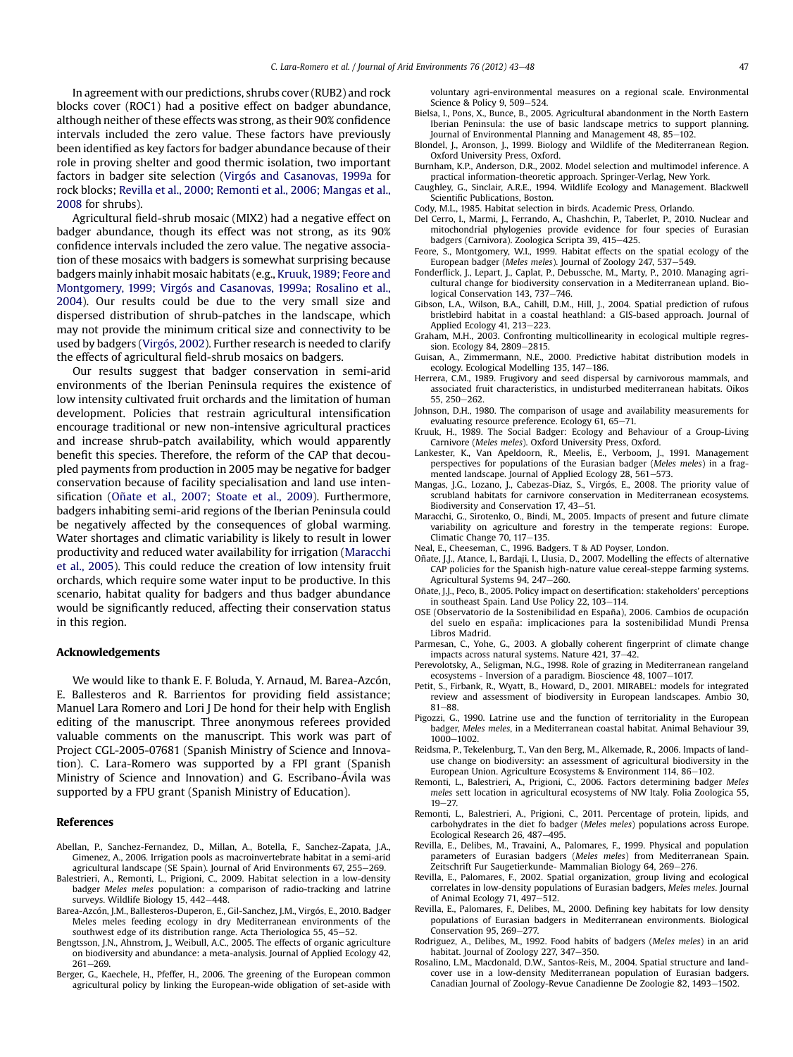In agreement with our predictions, shrubs cover (RUB2) and rock blocks cover (ROC1) had a positive effect on badger abundance, although neither of these effects was strong, as their 90% confidence intervals included the zero value. These factors have previously been identified as key factors for badger abundance because of their role in proving shelter and good thermic isolation, two important factors in badger site selection (Virgós and Casanovas, 1999a for rock blocks; Revilla et al., 2000; Remonti et al., 2006; Mangas et al., 2008 for shrubs).

Agricultural field-shrub mosaic (MIX2) had a negative effect on badger abundance, though its effect was not strong, as its 90% confidence intervals included the zero value. The negative association of these mosaics with badgers is somewhat surprising because badgers mainly inhabit mosaic habitats (e.g., Kruuk, 1989; Feore and Montgomery, 1999; Virgós and Casanovas, 1999a; Rosalino et al., 2004). Our results could be due to the very small size and dispersed distribution of shrub-patches in the landscape, which may not provide the minimum critical size and connectivity to be used by badgers (Virgós, 2002). Further research is needed to clarify the effects of agricultural field-shrub mosaics on badgers.

Our results suggest that badger conservation in semi-arid environments of the Iberian Peninsula requires the existence of low intensity cultivated fruit orchards and the limitation of human development. Policies that restrain agricultural intensification encourage traditional or new non-intensive agricultural practices and increase shrub-patch availability, which would apparently benefit this species. Therefore, the reform of the CAP that decoupled payments from production in 2005 may be negative for badger conservation because of facility specialisation and land use intensification (Oñate et al., 2007; Stoate et al., 2009). Furthermore, badgers inhabiting semi-arid regions of the Iberian Peninsula could be negatively affected by the consequences of global warming. Water shortages and climatic variability is likely to result in lower productivity and reduced water availability for irrigation (Maracchi et al., 2005). This could reduce the creation of low intensity fruit orchards, which require some water input to be productive. In this scenario, habitat quality for badgers and thus badger abundance would be significantly reduced, affecting their conservation status in this region.

## Acknowledgements

We would like to thank E. F. Boluda, Y. Arnaud, M. Barea-Azcón, E. Ballesteros and R. Barrientos for providing field assistance; Manuel Lara Romero and Lori J De hond for their help with English editing of the manuscript. Three anonymous referees provided valuable comments on the manuscript. This work was part of Project CGL-2005-07681 (Spanish Ministry of Science and Innovation). C. Lara-Romero was supported by a FPI grant (Spanish Ministry of Science and Innovation) and G. Escribano-Ávila was supported by a FPU grant (Spanish Ministry of Education).

## References

Abellan, P., Sanchez-Fernandez, D., Millan, A., Botella, F., Sanchez-Zapata, J.A., Gimenez, A., 2006. Irrigation pools as macroinvertebrate habitat in a semi-arid agricultural landscape (SE Spain). Journal of Arid Environments 67, 255–269.

Balestrieri, A., Remonti, L., Prigioni, C., 2009. Habitat selection in a low-density badger *Meles meles* population: a comparison of radio-tracking and latrine surveys. Wildlife Biology 15, 442–448.

Barea-Azcón, J.M., Ballesteros-Duperon, E., Gil-Sanchez, J.M., Virgós, E., 2010. Badger Meles meles feeding ecology in dry Mediterranean environments of the southwest edge of its distribution range. Acta Theriologica 55, 45–52.

Bengtsson, J.N., Ahnstrom, J., Weibull, A.C., 2005. The effects of organic agriculture on biodiversity and abundance: a meta-analysis. Journal of Applied Ecology 42, 261–269.

Berger, G., Kaechele, H., Pfeffer, H., 2006. The greening of the European common agricultural policy by linking the European-wide obligation of set-aside with voluntary agri-environmental measures on a regional scale. Environmental Science & Policy 9, 509–524.

Bielsa, I., Pons, X., Bunce, B., 2005. Agricultural abandonment in the North Eastern Iberian Peninsula: the use of basic landscape metrics to support planning. Journal of Environmental Planning and Management 48, 85–102.

Blondel, J., Aronson, J., 1999. Biology and Wildlife of the Mediterranean Region. Oxford University Press, Oxford.

Burnham, K.P., Anderson, D.R., 2002. Model selection and multimodel inference. A practical information-theoretic approach. Springer-Verlag, New York.

Caughley, G., Sinclair, A.R.E., 1994. Wildlife Ecology and Management. Blackwell Scientific Publications, Boston.

Cody, M.L., 1985. Habitat selection in birds. Academic Press, Orlando.

Del Cerro, I., Marmi, J., Ferrando, A., Chashchin, P., Taberlet, P., 2010. Nuclear and mitochondrial phylogenies provide evidence for four species of Eurasian badgers (Carnivora). Zoologica Scripta 39, 415–425.

Feore, S., Montgomery, W.I., 1999. Habitat effects on the spatial ecology of the European badger (*Meles meles*). Journal of Zoology 247, 537–549.

Fonderflick, J., Lepart, J., Caplat, P., Debussche, M., Marty, P., 2010. Managing agricultural change for biodiversity conservation in a Mediterranean upland. Biological Conservation 143, 737–746.

Gibson, L.A., Wilson, B.A., Cahill, D.M., Hill, J., 2004. Spatial prediction of rufous bristlebird habitat in a coastal heathland: a GIS-based approach. Journal of Applied Ecology 41, 213–223.

Graham, M.H., 2003. Confronting multicollinearity in ecological multiple regression. Ecology 84, 2809–2815.

Guisan, A., Zimmermann, N.E., 2000. Predictive habitat distribution models in ecology. Ecological Modelling 135, 147–186.

Herrera, C.M., 1989. Frugivory and seed dispersal by carnivorous mammals, and associated fruit characteristics, in undisturbed mediterranean habitats. Oikos 55, 250–262.

Johnson, D.H., 1980. The comparison of usage and availability measurements for evaluating resource preference. Ecology 61, 65–71.

Kruuk, H., 1989. The Social Badger: Ecology and Behaviour of a Group-Living Carnivore (*Meles meles*). Oxford University Press, Oxford.

Lankester, K., Van Apeldoorn, R., Meelis, E., Verboom, J., 1991. Management perspectives for populations of the Eurasian badger (*Meles meles*) in a fragmented landscape. Journal of Applied Ecology 28, 561–573.

Mangas, J.G., Lozano, J., Cabezas-Diaz, S., Virgós, E., 2008. The priority value of scrubland habitats for carnivore conservation in Mediterranean ecosystems. Biodiversity and Conservation 17, 43–51.

Maracchi, G., Sirotenko, O., Bindi, M., 2005. Impacts of present and future climate variability on agriculture and forestry in the temperate regions: Europe. Climatic Change 70, 117–135.

Neal, E., Cheeseman, C., 1996. Badgers. T & AD Poyser, London.

Oñate, J.J., Atance, I., Bardaji, I., Llusia, D., 2007. Modelling the effects of alternative CAP policies for the Spanish high-nature value cereal-steppe farming systems. Agricultural Systems 94, 247–260.

Oñate, J.J., Peco, B., 2005. Policy impact on desertification: stakeholders' perceptions in southeast Spain. Land Use Policy 22, 103–114.

OSE (Observatorio de la Sostenibilidad en España), 2006. Cambios de ocupación del suelo en españa: implicaciones para la sostenibilidad Mundi Prensa Libros Madrid.

Parmesan, C., Yohe, G., 2003. A globally coherent fingerprint of climate change impacts across natural systems. Nature 421, 37–42.

Perevolotsky, A., Seligman, N.G., 1998. Role of grazing in Mediterranean rangeland ecosystems - Inversion of a paradigm. Bioscience 48, 1007–1017.

Petit, S., Firbank, R., Wyatt, B., Howard, D., 2001. MIRABEL: models for integrated review and assessment of biodiversity in European landscapes. Ambio 30, 81–88.

Pigozzi, G., 1990. Latrine use and the function of territoriality in the European badger, *Meles meles*, in a Mediterranean coastal habitat. Animal Behaviour 39, 1000–1002.

Reidsma, P., Tekelenburg, T., Van den Berg, M., Alkemade, R., 2006. Impacts of land-use change on biodiversity: an assessment of agricultural biodiversity in the European Union. Agriculture Ecosystems & Environment 114, 86–102.

Remonti, L., Balestrieri, A., Prigioni, C., 2006. Factors determining badger *Meles meles* sett location in agricultural ecosystems of NW Italy. Folia Zoologica 55, 19–27.

Remonti, L., Balestrieri, A., Prigioni, C., 2011. Percentage of protein, lipids, and carbohydrates in the diet fo badger (*Meles meles*) populations across Europe. Ecological Research 26, 487–495.

Revilla, E., Delibes, M., Travaini, A., Palomares, F., 1999. Physical and population parameters of Eurasian badgers (*Meles meles*) from Mediterranean Spain. Zeitschrift Fur Saugetierkunde- Mammalian Biology 64, 269–276.

Revilla, E., Palomares, F., 2002. Spatial organization, group living and ecological correlates in low-density populations of Eurasian badgers, *Meles meles*. Journal of Animal Ecology 71, 497–512.

Revilla, E., Palomares, F., Delibes, M., 2000. Defining key habitats for low density populations of Eurasian badgers in Mediterranean environments. Biological Conservation 95, 269–277.

Rodriguez, A., Delibes, M., 1992. Food habits of badgers (*Meles meles*) in an arid habitat. Journal of Zoology 227, 347–350.

Rosalino, L.M., Macdonald, D.W., Santos-Reis, M., 2004. Spatial structure and land-cover use in a low-density Mediterranean population of Eurasian badgers. Canadian Journal of Zoology-Revue Canadienne De Zoologie 82, 1493–1502.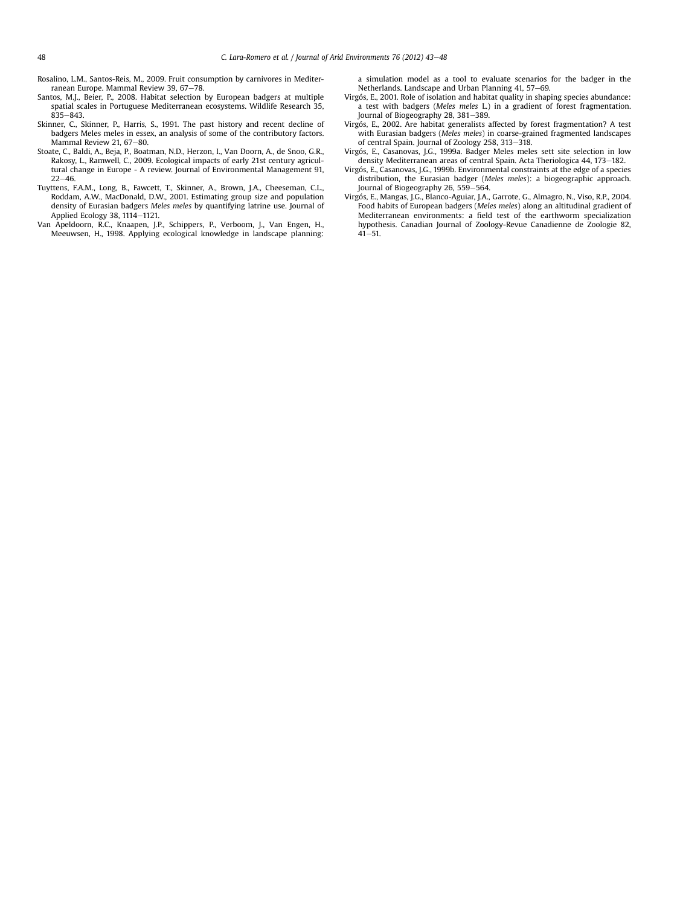Rosalino, L.M., Santos-Reis, M., 2009. Fruit consumption by carnivores in Mediterranean Europe. Mammal Review 39, 67–78.

Santos, M.J., Beier, P., 2008. Habitat selection by European badgers at multiple spatial scales in Portuguese Mediterranean ecosystems. Wildlife Research 35, 835–843.

Skinner, C., Skinner, P., Harris, S., 1991. The past history and recent decline of badgers Meles meles in essex, an analysis of some of the contributory factors. Mammal Review 21, 67–80.

Stoate, C., Baldi, A., Beja, P., Boatman, N.D., Herzon, I., Van Doorn, A., de Snoo, G.R., Rakosy, L., Ramwell, C., 2009. Ecological impacts of early 21st century agricultural change in Europe - A review. Journal of Environmental Management 91, 22–46.

Tuyttens, F.A.M., Long, B., Fawcett, T., Skinner, A., Brown, J.A., Cheeseman, C.L., Roddam, A.W., MacDonald, D.W., 2001. Estimating group size and population density of Eurasian badgers *Meles meles* by quantifying latrine use. Journal of Applied Ecology 38, 1114–1121.

Van Apeldoorn, R.C., Knaapen, J.P., Schippers, P., Verboom, J., Van Engen, H., Meeuwsen, H., 1998. Applying ecological knowledge in landscape planning: a simulation model as a tool to evaluate scenarios for the badger in the Netherlands. Landscape and Urban Planning 41, 57–69.

Virgós, E., 2001. Role of isolation and habitat quality in shaping species abundance: a test with badgers (*Meles meles* L.) in a gradient of forest fragmentation. Journal of Biogeography 28, 381–389.

Virgós, E., 2002. Are habitat generalists affected by forest fragmentation? A test with Eurasian badgers (*Meles meles*) in coarse-grained fragmented landscapes of central Spain. Journal of Zoology 258, 313–318.

Virgós, E., Casanovas, J.G., 1999a. Badger Meles meles sett site selection in low density Mediterranean areas of central Spain. Acta Theriologica 44, 173–182.

Virgós, E., Casanovas, J.G., 1999b. Environmental constraints at the edge of a species distribution, the Eurasian badger (*Meles meles*): a biogeographic approach. Journal of Biogeography 26, 559–564.

Virgós, E., Mangas, J.G., Blanco-Aguiar, J.A., Garrote, G., Almagro, N., Viso, R.P., 2004. Food habits of European badgers (*Meles meles*) along an altitudinal gradient of Mediterranean environments: a field test of the earthworm specialization hypothesis. Canadian Journal of Zoology-Revue Canadienne de Zoologie 82, 41–51.